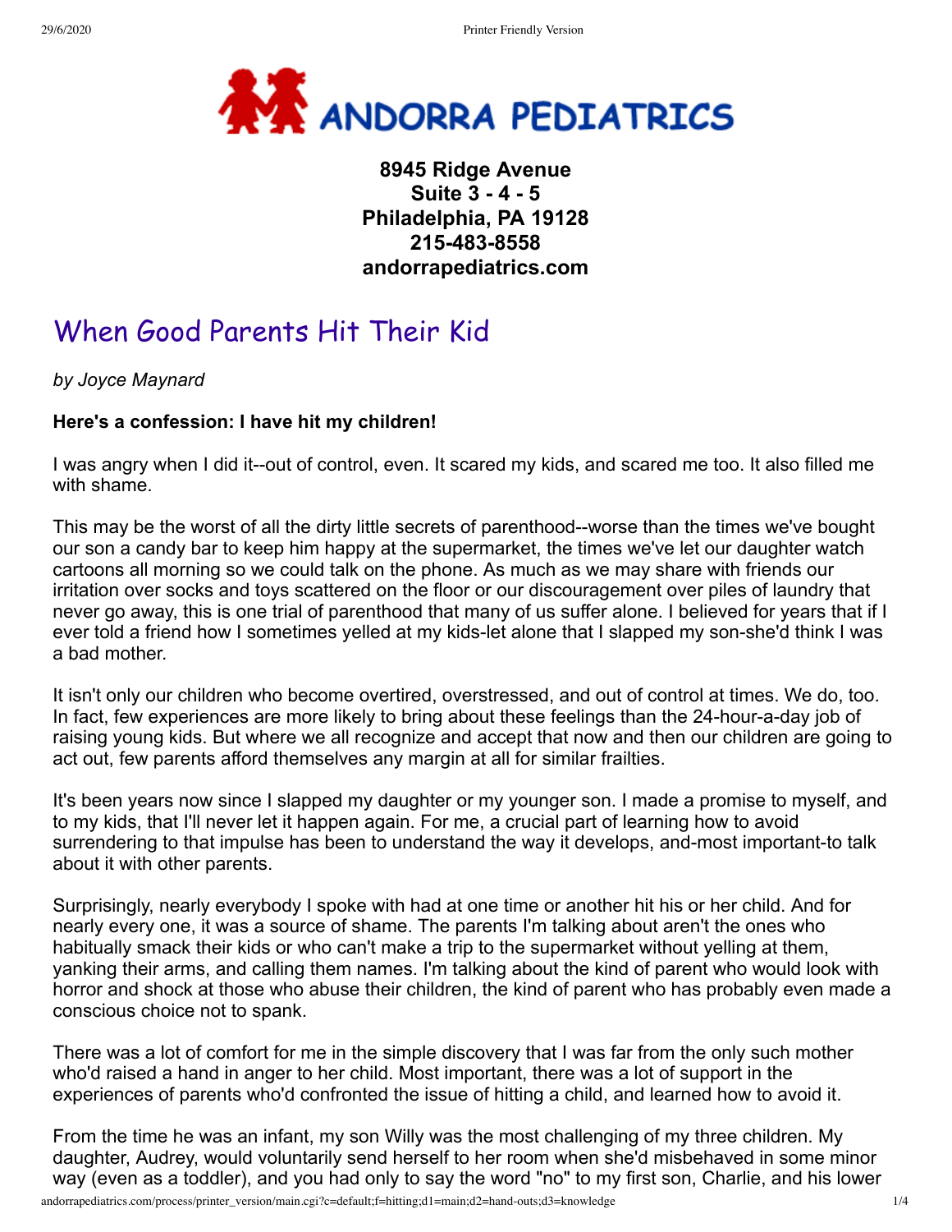**ANDORRA PEDIATRICS**

**8945 Ridge Avenue**
**Suite 3 - 4 - 5**
**Philadelphia, PA 19128**
**215-483-8558**
**andorrapediatrics.com**

# When Good Parents Hit Their Kid

*by Joyce Maynard*

**Here's a confession: I have hit my children!**

I was angry when I did it--out of control, even. It scared my kids, and scared me too. It also filled me with shame.

This may be the worst of all the dirty little secrets of parenthood--worse than the times we've bought our son a candy bar to keep him happy at the supermarket, the times we've let our daughter watch cartoons all morning so we could talk on the phone. As much as we may share with friends our irritation over socks and toys scattered on the floor or our discouragement over piles of laundry that never go away, this is one trial of parenthood that many of us suffer alone. I believed for years that if I ever told a friend how I sometimes yelled at my kids-let alone that I slapped my son-she'd think I was a bad mother.

It isn't only our children who become overtired, overstressed, and out of control at times. We do, too. In fact, few experiences are more likely to bring about these feelings than the 24-hour-a-day job of raising young kids. But where we all recognize and accept that now and then our children are going to act out, few parents afford themselves any margin at all for similar frailties.

It's been years now since I slapped my daughter or my younger son. I made a promise to myself, and to my kids, that I'll never let it happen again. For me, a crucial part of learning how to avoid surrendering to that impulse has been to understand the way it develops, and-most important-to talk about it with other parents.

Surprisingly, nearly everybody I spoke with had at one time or another hit his or her child. And for nearly every one, it was a source of shame. The parents I'm talking about aren't the ones who habitually smack their kids or who can't make a trip to the supermarket without yelling at them, yanking their arms, and calling them names. I'm talking about the kind of parent who would look with horror and shock at those who abuse their children, the kind of parent who has probably even made a conscious choice not to spank.

There was a lot of comfort for me in the simple discovery that I was far from the only such mother who'd raised a hand in anger to her child. Most important, there was a lot of support in the experiences of parents who'd confronted the issue of hitting a child, and learned how to avoid it.

From the time he was an infant, my son Willy was the most challenging of my three children. My daughter, Audrey, would voluntarily send herself to her room when she'd misbehaved in some minor way (even as a toddler), and you had only to say the word "no" to my first son, Charlie, and his lower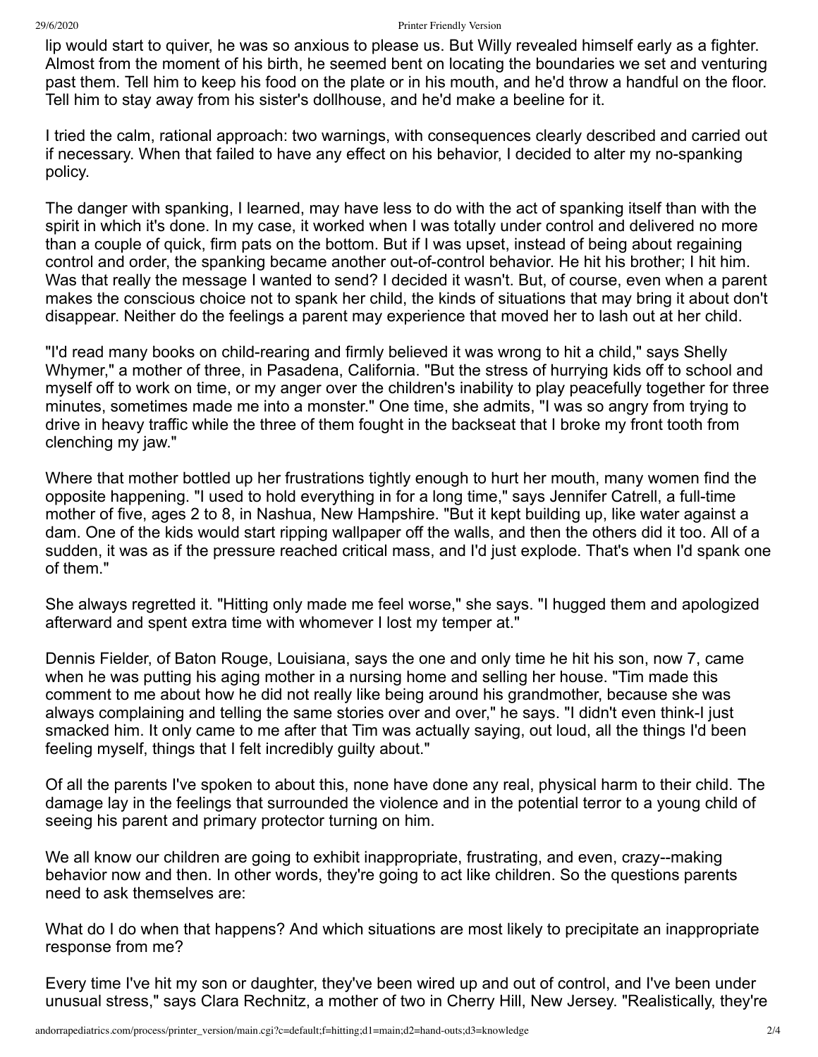lip would start to quiver, he was so anxious to please us. But Willy revealed himself early as a fighter. Almost from the moment of his birth, he seemed bent on locating the boundaries we set and venturing past them. Tell him to keep his food on the plate or in his mouth, and he'd throw a handful on the floor. Tell him to stay away from his sister's dollhouse, and he'd make a beeline for it.

I tried the calm, rational approach: two warnings, with consequences clearly described and carried out if necessary. When that failed to have any effect on his behavior, I decided to alter my no-spanking policy.

The danger with spanking, I learned, may have less to do with the act of spanking itself than with the spirit in which it's done. In my case, it worked when I was totally under control and delivered no more than a couple of quick, firm pats on the bottom. But if I was upset, instead of being about regaining control and order, the spanking became another out-of-control behavior. He hit his brother; I hit him. Was that really the message I wanted to send? I decided it wasn't. But, of course, even when a parent makes the conscious choice not to spank her child, the kinds of situations that may bring it about don't disappear. Neither do the feelings a parent may experience that moved her to lash out at her child.

"I'd read many books on child-rearing and firmly believed it was wrong to hit a child," says Shelly Whymer," a mother of three, in Pasadena, California. "But the stress of hurrying kids off to school and myself off to work on time, or my anger over the children's inability to play peacefully together for three minutes, sometimes made me into a monster." One time, she admits, "I was so angry from trying to drive in heavy traffic while the three of them fought in the backseat that I broke my front tooth from clenching my jaw."

Where that mother bottled up her frustrations tightly enough to hurt her mouth, many women find the opposite happening. "I used to hold everything in for a long time," says Jennifer Catrell, a full-time mother of five, ages 2 to 8, in Nashua, New Hampshire. "But it kept building up, like water against a dam. One of the kids would start ripping wallpaper off the walls, and then the others did it too. All of a sudden, it was as if the pressure reached critical mass, and I'd just explode. That's when I'd spank one of them."

She always regretted it. "Hitting only made me feel worse," she says. "I hugged them and apologized afterward and spent extra time with whomever I lost my temper at."

Dennis Fielder, of Baton Rouge, Louisiana, says the one and only time he hit his son, now 7, came when he was putting his aging mother in a nursing home and selling her house. "Tim made this comment to me about how he did not really like being around his grandmother, because she was always complaining and telling the same stories over and over," he says. "I didn't even think-I just smacked him. It only came to me after that Tim was actually saying, out loud, all the things I'd been feeling myself, things that I felt incredibly guilty about."

Of all the parents I've spoken to about this, none have done any real, physical harm to their child. The damage lay in the feelings that surrounded the violence and in the potential terror to a young child of seeing his parent and primary protector turning on him.

We all know our children are going to exhibit inappropriate, frustrating, and even, crazy--making behavior now and then. In other words, they're going to act like children. So the questions parents need to ask themselves are:

What do I do when that happens? And which situations are most likely to precipitate an inappropriate response from me?

Every time I've hit my son or daughter, they've been wired up and out of control, and I've been under unusual stress," says Clara Rechnitz, a mother of two in Cherry Hill, New Jersey. "Realistically, they're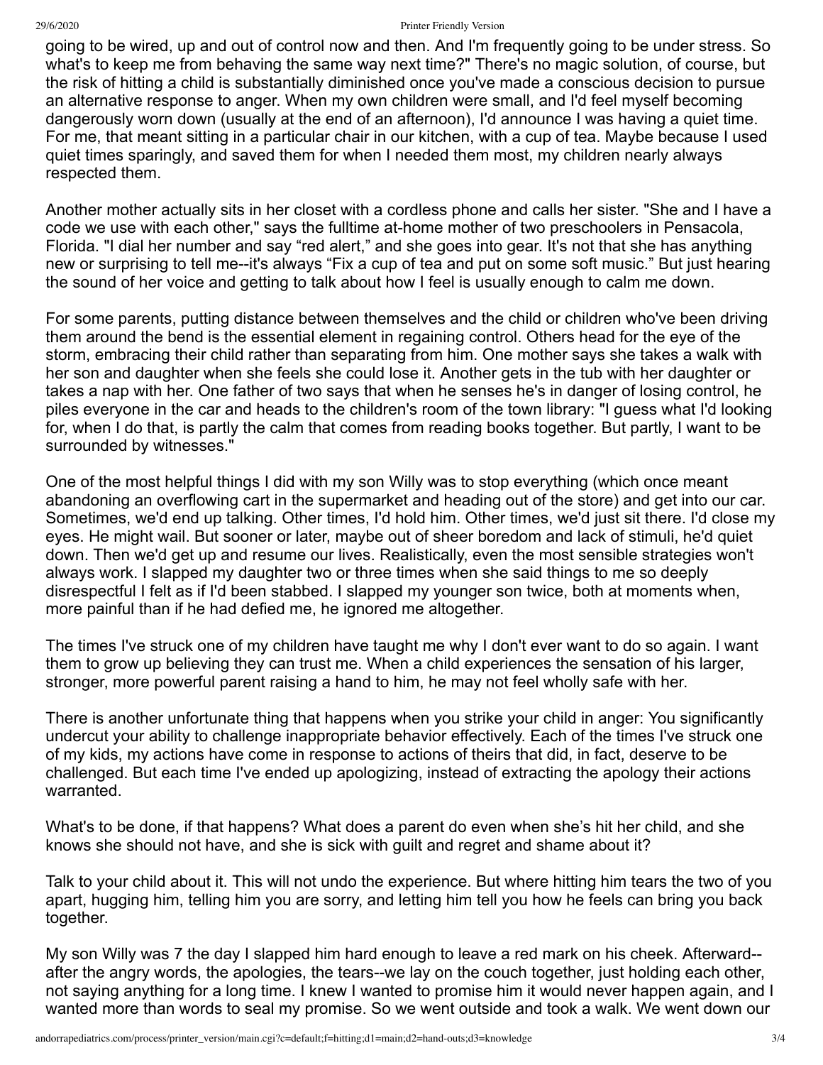going to be wired, up and out of control now and then. And I'm frequently going to be under stress. So what's to keep me from behaving the same way next time?" There's no magic solution, of course, but the risk of hitting a child is substantially diminished once you've made a conscious decision to pursue an alternative response to anger. When my own children were small, and I'd feel myself becoming dangerously worn down (usually at the end of an afternoon), I'd announce I was having a quiet time. For me, that meant sitting in a particular chair in our kitchen, with a cup of tea. Maybe because I used quiet times sparingly, and saved them for when I needed them most, my children nearly always respected them.

Another mother actually sits in her closet with a cordless phone and calls her sister. "She and I have a code we use with each other," says the fulltime at-home mother of two preschoolers in Pensacola, Florida. "I dial her number and say "red alert," and she goes into gear. It's not that she has anything new or surprising to tell me--it's always "Fix a cup of tea and put on some soft music." But just hearing the sound of her voice and getting to talk about how I feel is usually enough to calm me down.

For some parents, putting distance between themselves and the child or children who've been driving them around the bend is the essential element in regaining control. Others head for the eye of the storm, embracing their child rather than separating from him. One mother says she takes a walk with her son and daughter when she feels she could lose it. Another gets in the tub with her daughter or takes a nap with her. One father of two says that when he senses he's in danger of losing control, he piles everyone in the car and heads to the children's room of the town library: "I guess what I'd looking for, when I do that, is partly the calm that comes from reading books together. But partly, I want to be surrounded by witnesses."

One of the most helpful things I did with my son Willy was to stop everything (which once meant abandoning an overflowing cart in the supermarket and heading out of the store) and get into our car. Sometimes, we'd end up talking. Other times, I'd hold him. Other times, we'd just sit there. I'd close my eyes. He might wail. But sooner or later, maybe out of sheer boredom and lack of stimuli, he'd quiet down. Then we'd get up and resume our lives. Realistically, even the most sensible strategies won't always work. I slapped my daughter two or three times when she said things to me so deeply disrespectful I felt as if I'd been stabbed. I slapped my younger son twice, both at moments when, more painful than if he had defied me, he ignored me altogether.

The times I've struck one of my children have taught me why I don't ever want to do so again. I want them to grow up believing they can trust me. When a child experiences the sensation of his larger, stronger, more powerful parent raising a hand to him, he may not feel wholly safe with her.

There is another unfortunate thing that happens when you strike your child in anger: You significantly undercut your ability to challenge inappropriate behavior effectively. Each of the times I've struck one of my kids, my actions have come in response to actions of theirs that did, in fact, deserve to be challenged. But each time I've ended up apologizing, instead of extracting the apology their actions warranted.

What's to be done, if that happens? What does a parent do even when she's hit her child, and she knows she should not have, and she is sick with guilt and regret and shame about it?

Talk to your child about it. This will not undo the experience. But where hitting him tears the two of you apart, hugging him, telling him you are sorry, and letting him tell you how he feels can bring you back together.

My son Willy was 7 the day I slapped him hard enough to leave a red mark on his cheek. Afterward--after the angry words, the apologies, the tears--we lay on the couch together, just holding each other, not saying anything for a long time. I knew I wanted to promise him it would never happen again, and I wanted more than words to seal my promise. So we went outside and took a walk. We went down our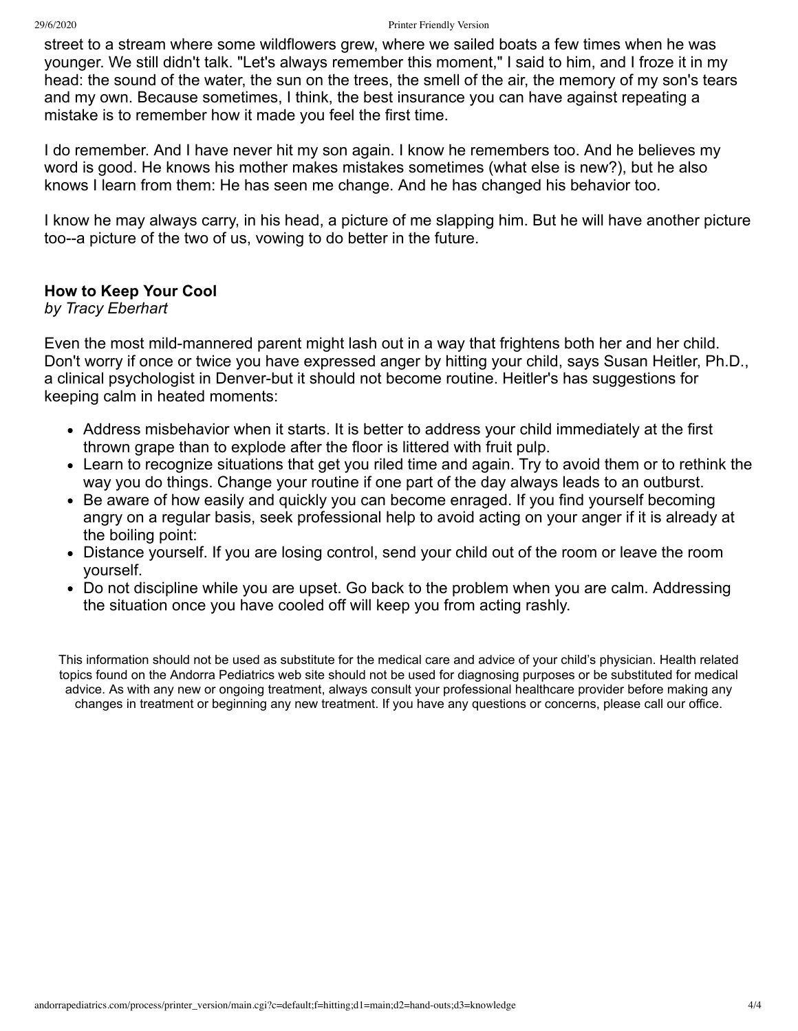street to a stream where some wildflowers grew, where we sailed boats a few times when he was younger. We still didn't talk. "Let's always remember this moment," I said to him, and I froze it in my head: the sound of the water, the sun on the trees, the smell of the air, the memory of my son's tears and my own. Because sometimes, I think, the best insurance you can have against repeating a mistake is to remember how it made you feel the first time.

I do remember. And I have never hit my son again. I know he remembers too. And he believes my word is good. He knows his mother makes mistakes sometimes (what else is new?), but he also knows I learn from them: He has seen me change. And he has changed his behavior too.

I know he may always carry, in his head, a picture of me slapping him. But he will have another picture too--a picture of the two of us, vowing to do better in the future.

**How to Keep Your Cool**
*by Tracy Eberhart*

Even the most mild-mannered parent might lash out in a way that frightens both her and her child. Don't worry if once or twice you have expressed anger by hitting your child, says Susan Heitler, Ph.D., a clinical psychologist in Denver-but it should not become routine. Heitler's has suggestions for keeping calm in heated moments:

- Address misbehavior when it starts. It is better to address your child immediately at the first thrown grape than to explode after the floor is littered with fruit pulp.
- Learn to recognize situations that get you riled time and again. Try to avoid them or to rethink the way you do things. Change your routine if one part of the day always leads to an outburst.
- Be aware of how easily and quickly you can become enraged. If you find yourself becoming angry on a regular basis, seek professional help to avoid acting on your anger if it is already at the boiling point:
- Distance yourself. If you are losing control, send your child out of the room or leave the room yourself.
- Do not discipline while you are upset. Go back to the problem when you are calm. Addressing the situation once you have cooled off will keep you from acting rashly.

This information should not be used as substitute for the medical care and advice of your child's physician. Health related topics found on the Andorra Pediatrics web site should not be used for diagnosing purposes or be substituted for medical advice. As with any new or ongoing treatment, always consult your professional healthcare provider before making any changes in treatment or beginning any new treatment. If you have any questions or concerns, please call our office.